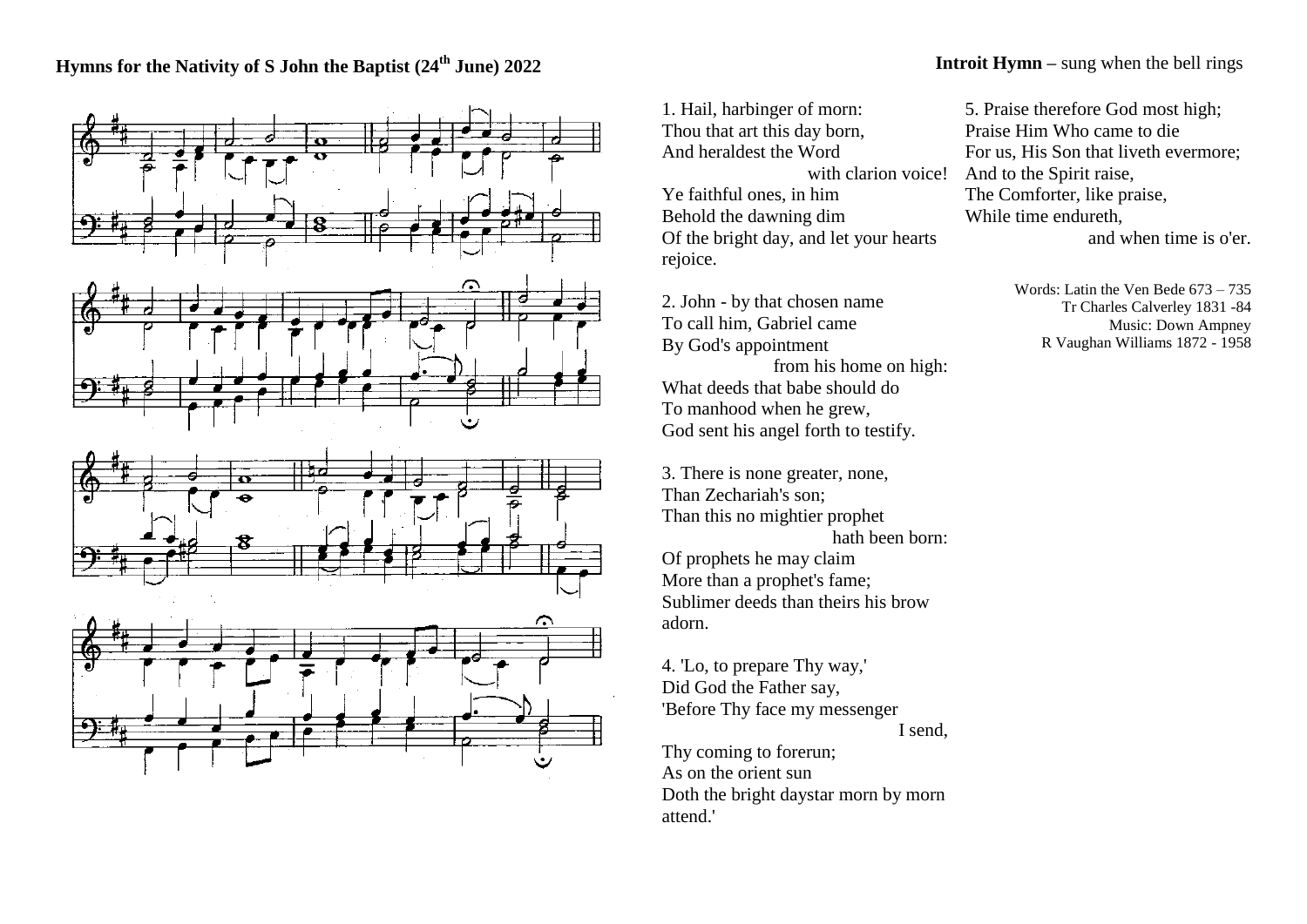## Hymns for the Nativity of S John the Baptist (24th June) 2022

**Introit Hymn** – sung when the bell rings

1. Hail, harbinger of morn:
Thou that art this day born,
And heraldest the Word
with clarion voice!
Ye faithful ones, in him
Behold the dawning dim
Of the bright day, and let your hearts rejoice.

2. John - by that chosen name
To call him, Gabriel came
By God's appointment
from his home on high:
What deeds that babe should do
To manhood when he grew,
God sent his angel forth to testify.

3. There is none greater, none,
Than Zechariah's son;
Than this no mightier prophet
hath been born:
Of prophets he may claim
More than a prophet's fame;
Sublimer deeds than theirs his brow adorn.

4. 'Lo, to prepare Thy way,'
Did God the Father say,
'Before Thy face my messenger
I send,
Thy coming to forerun;
As on the orient sun
Doth the bright daystar morn by morn attend.'

5. Praise therefore God most high;
Praise Him Who came to die
For us, His Son that liveth evermore;
And to the Spirit raise,
The Comforter, like praise,
While time endureth,
and when time is o'er.

Words: Latin the Ven Bede 673 – 735
Tr Charles Calverley 1831 -84
Music: Down Ampney
R Vaughan Williams 1872 - 1958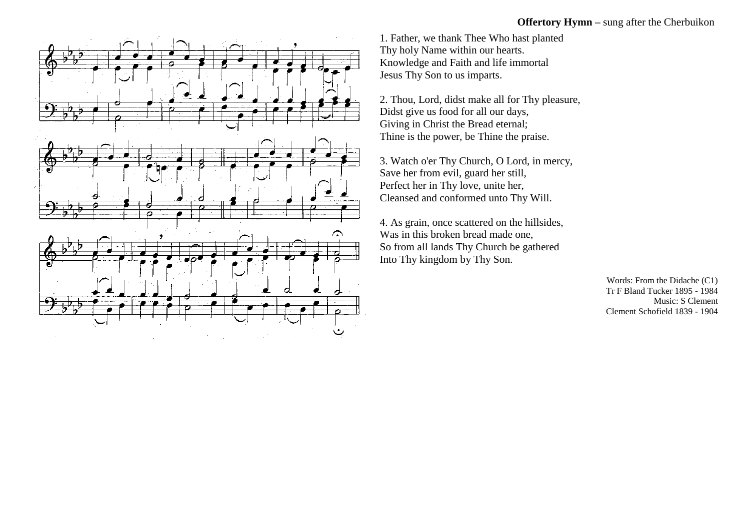**Offertory Hymn** – sung after the Cherbuikon

1. Father, we thank Thee Who hast planted
Thy holy Name within our hearts.
Knowledge and Faith and life immortal
Jesus Thy Son to us imparts.

2. Thou, Lord, didst make all for Thy pleasure,
Didst give us food for all our days,
Giving in Christ the Bread eternal;
Thine is the power, be Thine the praise.

3. Watch o'er Thy Church, O Lord, in mercy,
Save her from evil, guard her still,
Perfect her in Thy love, unite her,
Cleansed and conformed unto Thy Will.

4. As grain, once scattered on the hillsides,
Was in this broken bread made one,
So from all lands Thy Church be gathered
Into Thy kingdom by Thy Son.

Words: From the Didache (C1)
Tr F Bland Tucker 1895 - 1984
Music: S Clement
Clement Schofield 1839 - 1904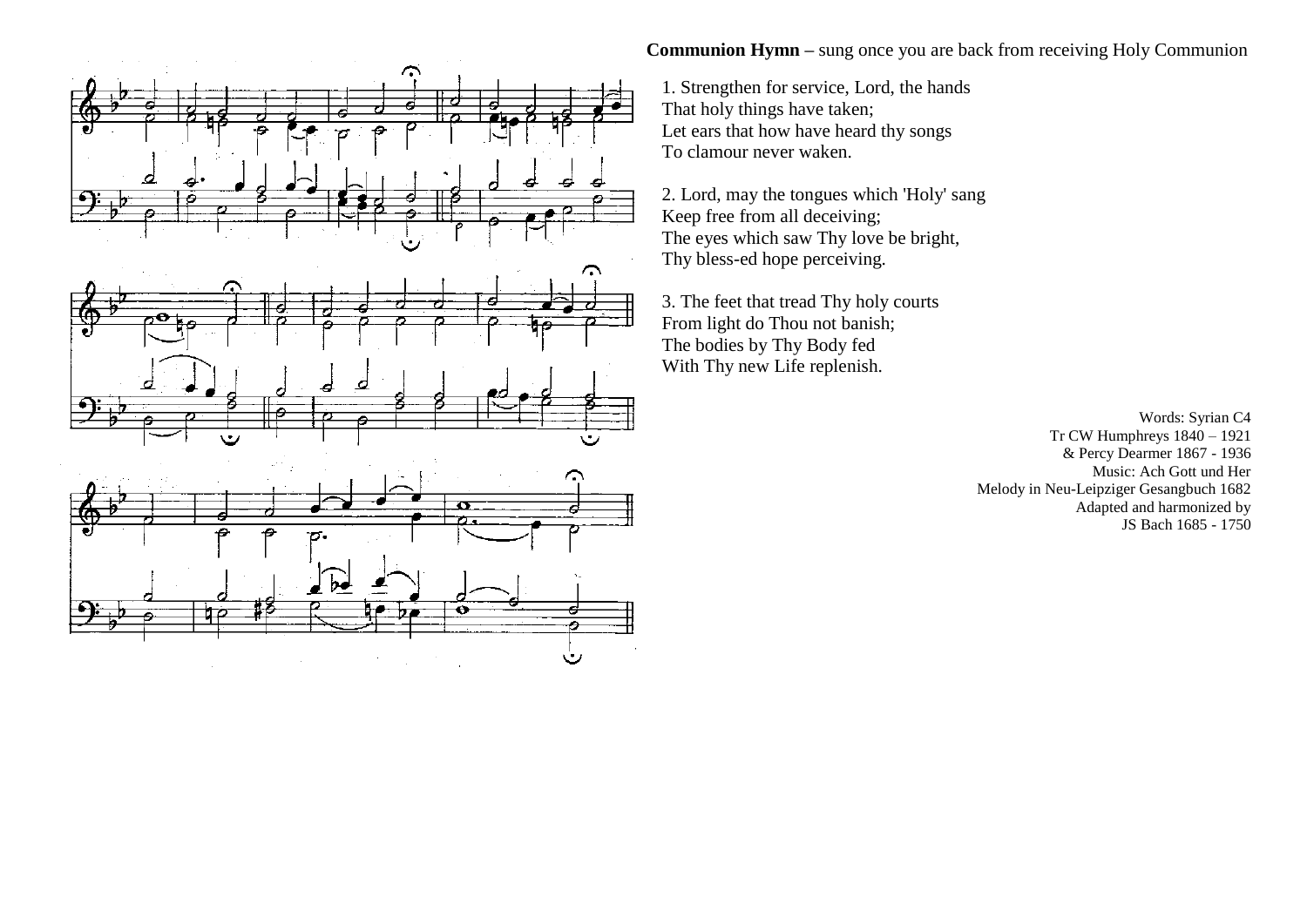**Communion Hymn** – sung once you are back from receiving Holy Communion

1. Strengthen for service, Lord, the hands
That holy things have taken;
Let ears that how have heard thy songs
To clamour never waken.

2. Lord, may the tongues which 'Holy' sang
Keep free from all deceiving;
The eyes which saw Thy love be bright,
Thy bless-ed hope perceiving.

3. The feet that tread Thy holy courts
From light do Thou not banish;
The bodies by Thy Body fed
With Thy new Life replenish.

Words: Syrian C4
Tr CW Humphreys 1840 – 1921
& Percy Dearmer 1867 - 1936
Music: Ach Gott und Her
Melody in Neu-Leipziger Gesangbuch 1682
Adapted and harmonized by
JS Bach 1685 - 1750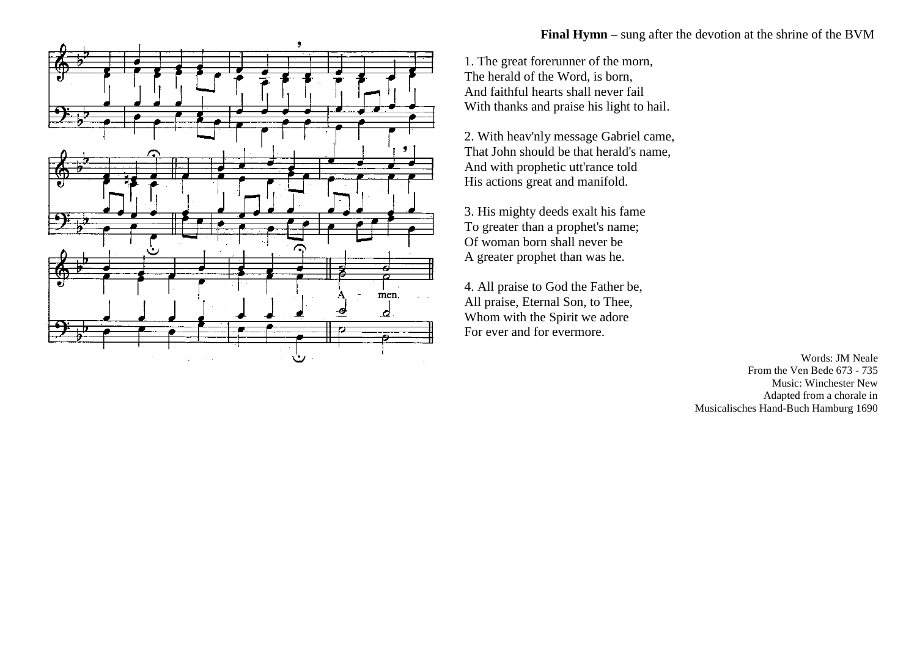**Final Hymn** – sung after the devotion at the shrine of the BVM

1. The great forerunner of the morn,
The herald of the Word, is born,
And faithful hearts shall never fail
With thanks and praise his light to hail.

2. With heav'nly message Gabriel came,
That John should be that herald's name,
And with prophetic utt'rance told
His actions great and manifold.

3. His mighty deeds exalt his fame
To greater than a prophet's name;
Of woman born shall never be
A greater prophet than was he.

4. All praise to God the Father be,
All praise, Eternal Son, to Thee,
Whom with the Spirit we adore
For ever and for evermore.

Words: JM Neale
From the Ven Bede 673 - 735
Music: Winchester New
Adapted from a chorale in
Musicalisches Hand-Buch Hamburg 1690